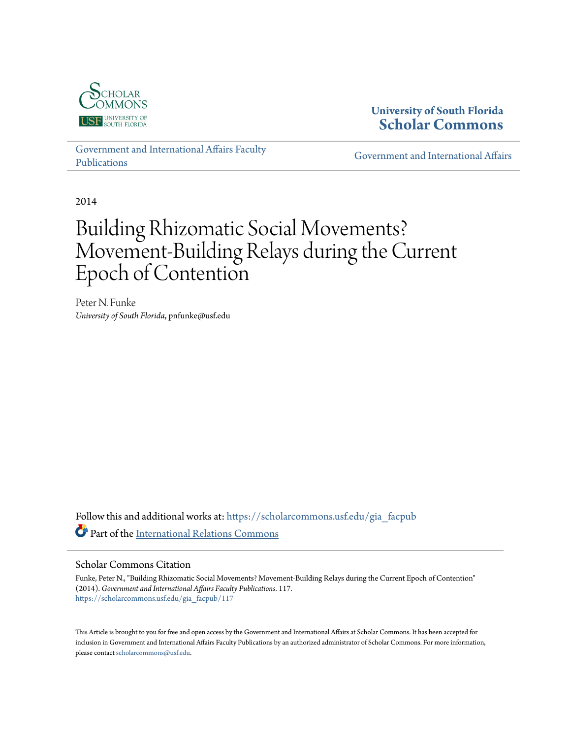University of South Florida
Scholar Commons

Government and International Affairs Faculty Publications

Government and International Affairs

2014

# Building Rhizomatic Social Movements? Movement-Building Relays during the Current Epoch of Contention

Peter N. Funke
*University of South Florida*, pnfunke@usf.edu

Follow this and additional works at: https://scholarcommons.usf.edu/gia_facpub

Part of the International Relations Commons

## Scholar Commons Citation

Funke, Peter N., "Building Rhizomatic Social Movements? Movement-Building Relays during the Current Epoch of Contention" (2014). *Government and International Affairs Faculty Publications*. 117.
https://scholarcommons.usf.edu/gia_facpub/117

This Article is brought to you for free and open access by the Government and International Affairs at Scholar Commons. It has been accepted for inclusion in Government and International Affairs Faculty Publications by an authorized administrator of Scholar Commons. For more information, please contact scholarcommons@usf.edu.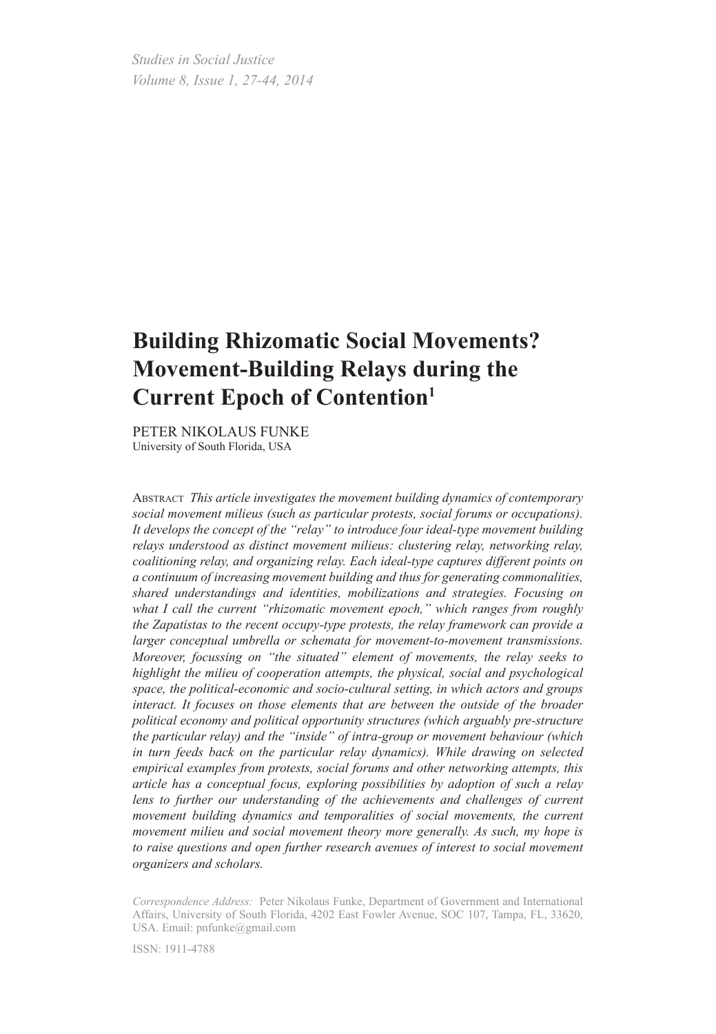# Building Rhizomatic Social Movements? Movement-Building Relays during the Current Epoch of Contention[1]

PETER NIKOLAUS FUNKE
University of South Florida, USA

ABSTRACT *This article investigates the movement building dynamics of contemporary social movement milieus (such as particular protests, social forums or occupations). It develops the concept of the "relay" to introduce four ideal-type movement building relays understood as distinct movement milieus: clustering relay, networking relay, coalitioning relay, and organizing relay. Each ideal-type captures different points on a continuum of increasing movement building and thus for generating commonalities, shared understandings and identities, mobilizations and strategies. Focusing on what I call the current "rhizomatic movement epoch," which ranges from roughly the Zapatistas to the recent occupy-type protests, the relay framework can provide a larger conceptual umbrella or schemata for movement-to-movement transmissions. Moreover, focussing on "the situated" element of movements, the relay seeks to highlight the milieu of cooperation attempts, the physical, social and psychological space, the political-economic and socio-cultural setting, in which actors and groups interact. It focuses on those elements that are between the outside of the broader political economy and political opportunity structures (which arguably pre-structure the particular relay) and the "inside" of intra-group or movement behaviour (which in turn feeds back on the particular relay dynamics). While drawing on selected empirical examples from protests, social forums and other networking attempts, this article has a conceptual focus, exploring possibilities by adoption of such a relay lens to further our understanding of the achievements and challenges of current movement building dynamics and temporalities of social movements, the current movement milieu and social movement theory more generally. As such, my hope is to raise questions and open further research avenues of interest to social movement organizers and scholars.*

*Correspondence Address:* Peter Nikolaus Funke, Department of Government and International Affairs, University of South Florida, 4202 East Fowler Avenue, SOC 107, Tampa, FL, 33620, USA. Email: pnfunke@gmail.com

ISSN: 1911-4788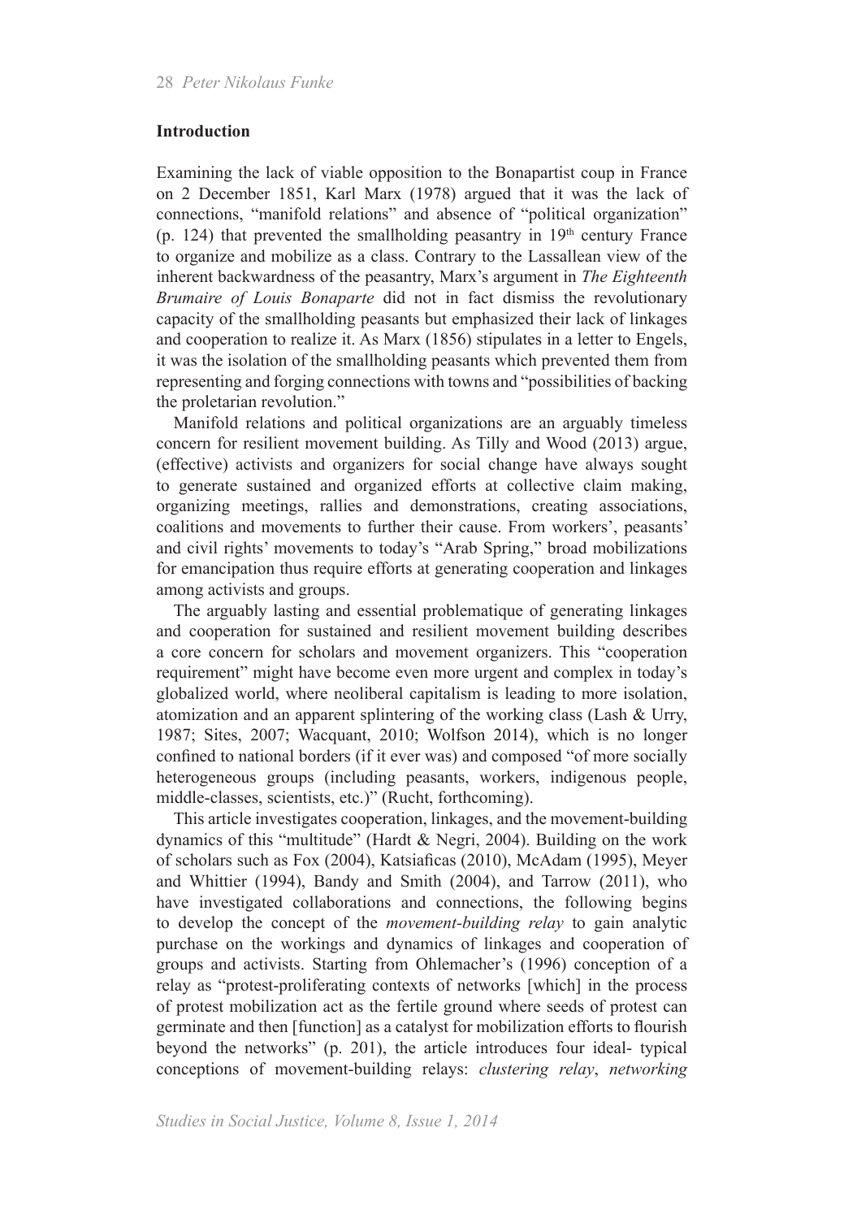## Introduction

Examining the lack of viable opposition to the Bonapartist coup in France on 2 December 1851, Karl Marx (1978) argued that it was the lack of connections, "manifold relations" and absence of "political organization" (p. 124) that prevented the smallholding peasantry in 19th century France to organize and mobilize as a class. Contrary to the Lassallean view of the inherent backwardness of the peasantry, Marx's argument in *The Eighteenth Brumaire of Louis Bonaparte* did not in fact dismiss the revolutionary capacity of the smallholding peasants but emphasized their lack of linkages and cooperation to realize it. As Marx (1856) stipulates in a letter to Engels, it was the isolation of the smallholding peasants which prevented them from representing and forging connections with towns and "possibilities of backing the proletarian revolution."

Manifold relations and political organizations are an arguably timeless concern for resilient movement building. As Tilly and Wood (2013) argue, (effective) activists and organizers for social change have always sought to generate sustained and organized efforts at collective claim making, organizing meetings, rallies and demonstrations, creating associations, coalitions and movements to further their cause. From workers', peasants' and civil rights' movements to today's "Arab Spring," broad mobilizations for emancipation thus require efforts at generating cooperation and linkages among activists and groups.

The arguably lasting and essential problematique of generating linkages and cooperation for sustained and resilient movement building describes a core concern for scholars and movement organizers. This "cooperation requirement" might have become even more urgent and complex in today's globalized world, where neoliberal capitalism is leading to more isolation, atomization and an apparent splintering of the working class (Lash & Urry, 1987; Sites, 2007; Wacquant, 2010; Wolfson 2014), which is no longer confined to national borders (if it ever was) and composed "of more socially heterogeneous groups (including peasants, workers, indigenous people, middle-classes, scientists, etc.)" (Rucht, forthcoming).

This article investigates cooperation, linkages, and the movement-building dynamics of this "multitude" (Hardt & Negri, 2004). Building on the work of scholars such as Fox (2004), Katsiaficas (2010), McAdam (1995), Meyer and Whittier (1994), Bandy and Smith (2004), and Tarrow (2011), who have investigated collaborations and connections, the following begins to develop the concept of the *movement-building relay* to gain analytic purchase on the workings and dynamics of linkages and cooperation of groups and activists. Starting from Ohlemacher's (1996) conception of a relay as "protest-proliferating contexts of networks [which] in the process of protest mobilization act as the fertile ground where seeds of protest can germinate and then [function] as a catalyst for mobilization efforts to flourish beyond the networks" (p. 201), the article introduces four ideal- typical conceptions of movement-building relays: *clustering relay*, *networking*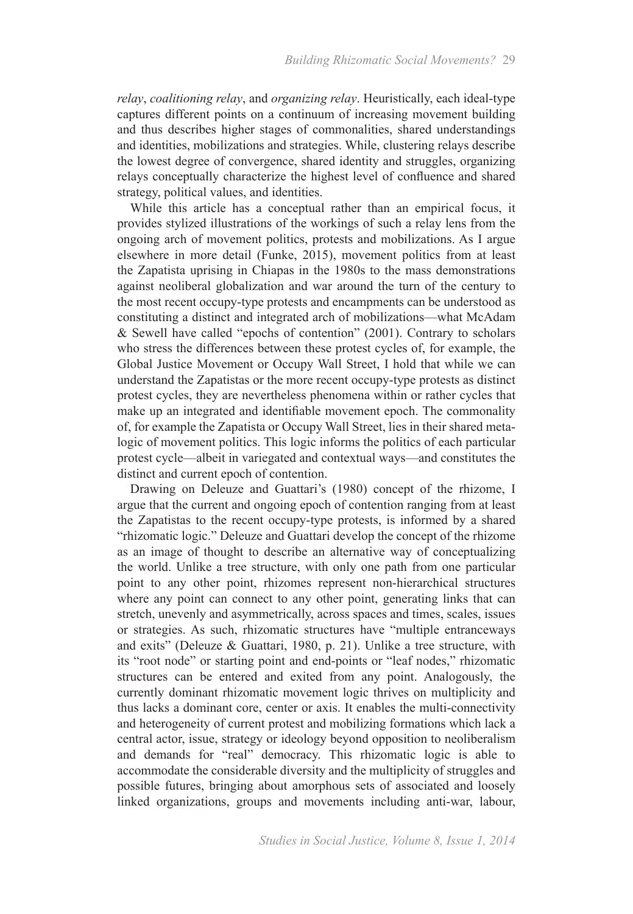*relay*, *coalitioning relay*, and *organizing relay*. Heuristically, each ideal-type captures different points on a continuum of increasing movement building and thus describes higher stages of commonalities, shared understandings and identities, mobilizations and strategies. While, clustering relays describe the lowest degree of convergence, shared identity and struggles, organizing relays conceptually characterize the highest level of confluence and shared strategy, political values, and identities.

While this article has a conceptual rather than an empirical focus, it provides stylized illustrations of the workings of such a relay lens from the ongoing arch of movement politics, protests and mobilizations. As I argue elsewhere in more detail (Funke, 2015), movement politics from at least the Zapatista uprising in Chiapas in the 1980s to the mass demonstrations against neoliberal globalization and war around the turn of the century to the most recent occupy-type protests and encampments can be understood as constituting a distinct and integrated arch of mobilizations—what McAdam & Sewell have called "epochs of contention" (2001). Contrary to scholars who stress the differences between these protest cycles of, for example, the Global Justice Movement or Occupy Wall Street, I hold that while we can understand the Zapatistas or the more recent occupy-type protests as distinct protest cycles, they are nevertheless phenomena within or rather cycles that make up an integrated and identifiable movement epoch. The commonality of, for example the Zapatista or Occupy Wall Street, lies in their shared meta-logic of movement politics. This logic informs the politics of each particular protest cycle—albeit in variegated and contextual ways—and constitutes the distinct and current epoch of contention.

Drawing on Deleuze and Guattari's (1980) concept of the rhizome, I argue that the current and ongoing epoch of contention ranging from at least the Zapatistas to the recent occupy-type protests, is informed by a shared "rhizomatic logic." Deleuze and Guattari develop the concept of the rhizome as an image of thought to describe an alternative way of conceptualizing the world. Unlike a tree structure, with only one path from one particular point to any other point, rhizomes represent non-hierarchical structures where any point can connect to any other point, generating links that can stretch, unevenly and asymmetrically, across spaces and times, scales, issues or strategies. As such, rhizomatic structures have "multiple entranceways and exits" (Deleuze & Guattari, 1980, p. 21). Unlike a tree structure, with its "root node" or starting point and end-points or "leaf nodes," rhizomatic structures can be entered and exited from any point. Analogously, the currently dominant rhizomatic movement logic thrives on multiplicity and thus lacks a dominant core, center or axis. It enables the multi-connectivity and heterogeneity of current protest and mobilizing formations which lack a central actor, issue, strategy or ideology beyond opposition to neoliberalism and demands for "real" democracy. This rhizomatic logic is able to accommodate the considerable diversity and the multiplicity of struggles and possible futures, bringing about amorphous sets of associated and loosely linked organizations, groups and movements including anti-war, labour,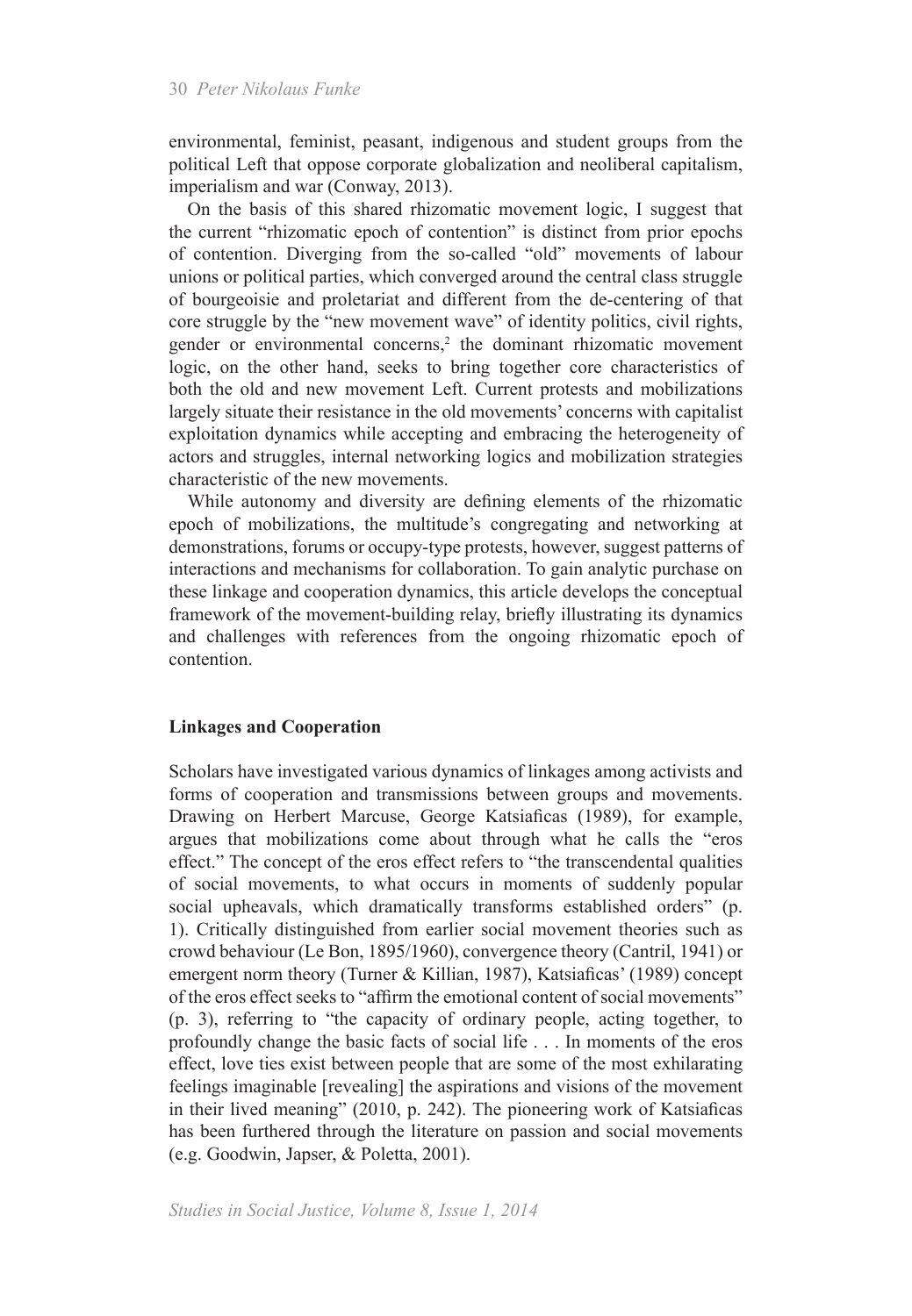environmental, feminist, peasant, indigenous and student groups from the political Left that oppose corporate globalization and neoliberal capitalism, imperialism and war (Conway, 2013).

On the basis of this shared rhizomatic movement logic, I suggest that the current "rhizomatic epoch of contention" is distinct from prior epochs of contention. Diverging from the so-called "old" movements of labour unions or political parties, which converged around the central class struggle of bourgeoisie and proletariat and different from the de-centering of that core struggle by the "new movement wave" of identity politics, civil rights, gender or environmental concerns,[2] the dominant rhizomatic movement logic, on the other hand, seeks to bring together core characteristics of both the old and new movement Left. Current protests and mobilizations largely situate their resistance in the old movements' concerns with capitalist exploitation dynamics while accepting and embracing the heterogeneity of actors and struggles, internal networking logics and mobilization strategies characteristic of the new movements.

While autonomy and diversity are defining elements of the rhizomatic epoch of mobilizations, the multitude's congregating and networking at demonstrations, forums or occupy-type protests, however, suggest patterns of interactions and mechanisms for collaboration. To gain analytic purchase on these linkage and cooperation dynamics, this article develops the conceptual framework of the movement-building relay, briefly illustrating its dynamics and challenges with references from the ongoing rhizomatic epoch of contention.

## Linkages and Cooperation

Scholars have investigated various dynamics of linkages among activists and forms of cooperation and transmissions between groups and movements. Drawing on Herbert Marcuse, George Katsiaficas (1989), for example, argues that mobilizations come about through what he calls the "eros effect." The concept of the eros effect refers to "the transcendental qualities of social movements, to what occurs in moments of suddenly popular social upheavals, which dramatically transforms established orders" (p. 1). Critically distinguished from earlier social movement theories such as crowd behaviour (Le Bon, 1895/1960), convergence theory (Cantril, 1941) or emergent norm theory (Turner & Killian, 1987), Katsiaficas' (1989) concept of the eros effect seeks to "affirm the emotional content of social movements" (p. 3), referring to "the capacity of ordinary people, acting together, to profoundly change the basic facts of social life . . . In moments of the eros effect, love ties exist between people that are some of the most exhilarating feelings imaginable [revealing] the aspirations and visions of the movement in their lived meaning" (2010, p. 242). The pioneering work of Katsiaficas has been furthered through the literature on passion and social movements (e.g. Goodwin, Japser, & Poletta, 2001).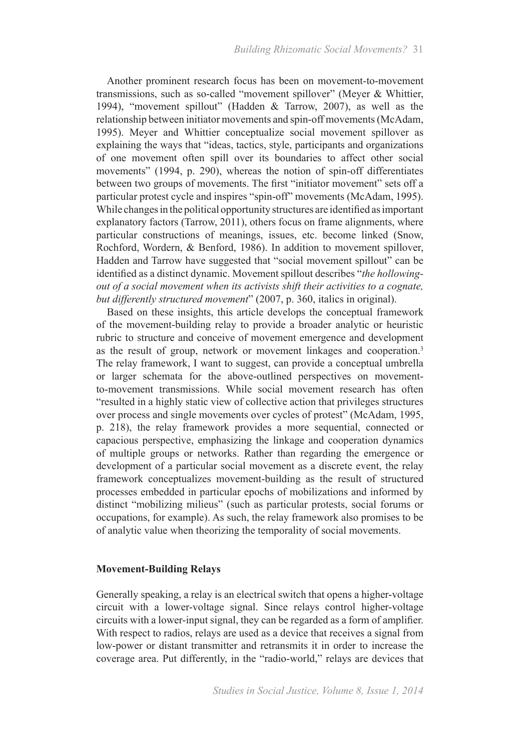Another prominent research focus has been on movement-to-movement transmissions, such as so-called "movement spillover" (Meyer & Whittier, 1994), "movement spillout" (Hadden & Tarrow, 2007), as well as the relationship between initiator movements and spin-off movements (McAdam, 1995). Meyer and Whittier conceptualize social movement spillover as explaining the ways that "ideas, tactics, style, participants and organizations of one movement often spill over its boundaries to affect other social movements" (1994, p. 290), whereas the notion of spin-off differentiates between two groups of movements. The first "initiator movement" sets off a particular protest cycle and inspires "spin-off" movements (McAdam, 1995). While changes in the political opportunity structures are identified as important explanatory factors (Tarrow, 2011), others focus on frame alignments, where particular constructions of meanings, issues, etc. become linked (Snow, Rochford, Wordern, & Benford, 1986). In addition to movement spillover, Hadden and Tarrow have suggested that "social movement spillout" can be identified as a distinct dynamic. Movement spillout describes "*the hollowing-out of a social movement when its activists shift their activities to a cognate, but differently structured movement*" (2007, p. 360, italics in original).

Based on these insights, this article develops the conceptual framework of the movement-building relay to provide a broader analytic or heuristic rubric to structure and conceive of movement emergence and development as the result of group, network or movement linkages and cooperation.[3] The relay framework, I want to suggest, can provide a conceptual umbrella or larger schemata for the above-outlined perspectives on movement-to-movement transmissions. While social movement research has often "resulted in a highly static view of collective action that privileges structures over process and single movements over cycles of protest" (McAdam, 1995, p. 218), the relay framework provides a more sequential, connected or capacious perspective, emphasizing the linkage and cooperation dynamics of multiple groups or networks. Rather than regarding the emergence or development of a particular social movement as a discrete event, the relay framework conceptualizes movement-building as the result of structured processes embedded in particular epochs of mobilizations and informed by distinct "mobilizing milieus" (such as particular protests, social forums or occupations, for example). As such, the relay framework also promises to be of analytic value when theorizing the temporality of social movements.

**Movement-Building Relays**

Generally speaking, a relay is an electrical switch that opens a higher-voltage circuit with a lower-voltage signal. Since relays control higher-voltage circuits with a lower-input signal, they can be regarded as a form of amplifier. With respect to radios, relays are used as a device that receives a signal from low-power or distant transmitter and retransmits it in order to increase the coverage area. Put differently, in the "radio-world," relays are devices that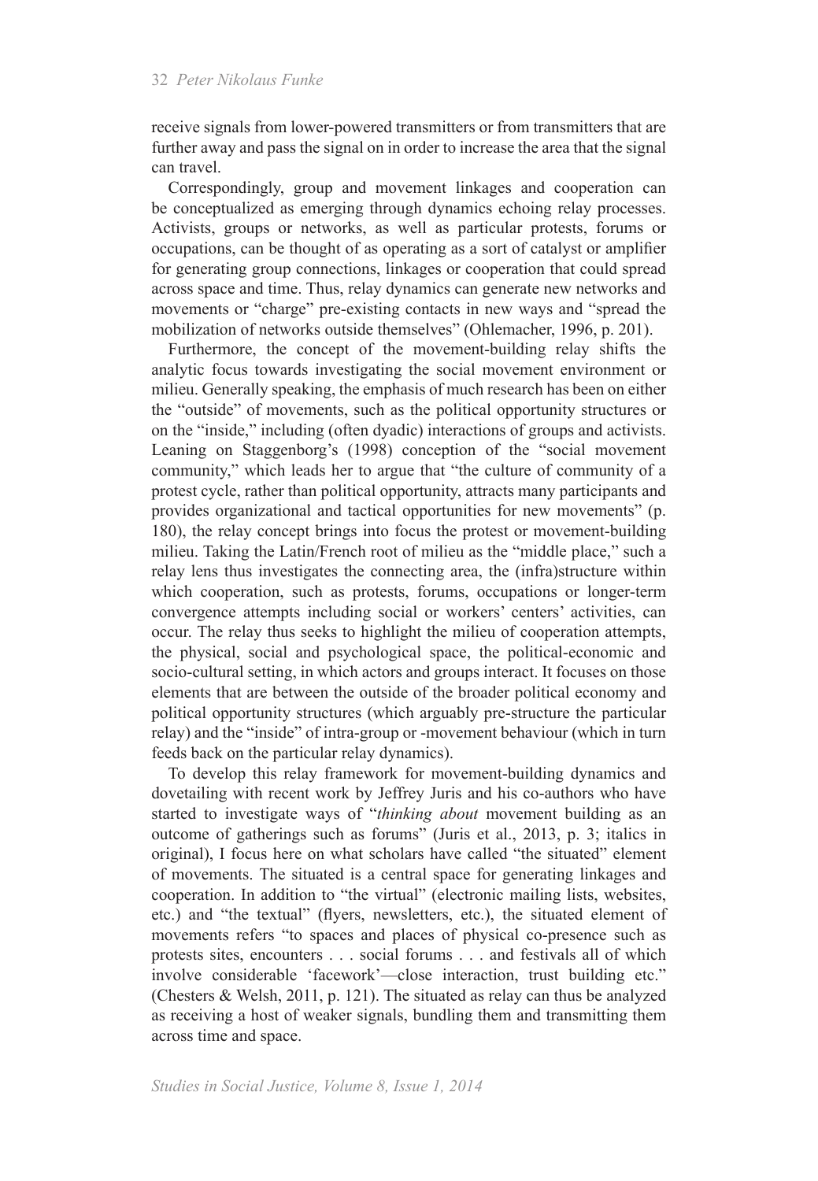receive signals from lower-powered transmitters or from transmitters that are further away and pass the signal on in order to increase the area that the signal can travel.

Correspondingly, group and movement linkages and cooperation can be conceptualized as emerging through dynamics echoing relay processes. Activists, groups or networks, as well as particular protests, forums or occupations, can be thought of as operating as a sort of catalyst or amplifier for generating group connections, linkages or cooperation that could spread across space and time. Thus, relay dynamics can generate new networks and movements or "charge" pre-existing contacts in new ways and "spread the mobilization of networks outside themselves" (Ohlemacher, 1996, p. 201).

Furthermore, the concept of the movement-building relay shifts the analytic focus towards investigating the social movement environment or milieu. Generally speaking, the emphasis of much research has been on either the "outside" of movements, such as the political opportunity structures or on the "inside," including (often dyadic) interactions of groups and activists. Leaning on Staggenborg's (1998) conception of the "social movement community," which leads her to argue that "the culture of community of a protest cycle, rather than political opportunity, attracts many participants and provides organizational and tactical opportunities for new movements" (p. 180), the relay concept brings into focus the protest or movement-building milieu. Taking the Latin/French root of milieu as the "middle place," such a relay lens thus investigates the connecting area, the (infra)structure within which cooperation, such as protests, forums, occupations or longer-term convergence attempts including social or workers' centers' activities, can occur. The relay thus seeks to highlight the milieu of cooperation attempts, the physical, social and psychological space, the political-economic and socio-cultural setting, in which actors and groups interact. It focuses on those elements that are between the outside of the broader political economy and political opportunity structures (which arguably pre-structure the particular relay) and the "inside" of intra-group or -movement behaviour (which in turn feeds back on the particular relay dynamics).

To develop this relay framework for movement-building dynamics and dovetailing with recent work by Jeffrey Juris and his co-authors who have started to investigate ways of "*thinking about* movement building as an outcome of gatherings such as forums" (Juris et al., 2013, p. 3; italics in original), I focus here on what scholars have called "the situated" element of movements. The situated is a central space for generating linkages and cooperation. In addition to "the virtual" (electronic mailing lists, websites, etc.) and "the textual" (flyers, newsletters, etc.), the situated element of movements refers "to spaces and places of physical co-presence such as protests sites, encounters . . . social forums . . . and festivals all of which involve considerable 'facework'—close interaction, trust building etc." (Chesters & Welsh, 2011, p. 121). The situated as relay can thus be analyzed as receiving a host of weaker signals, bundling them and transmitting them across time and space.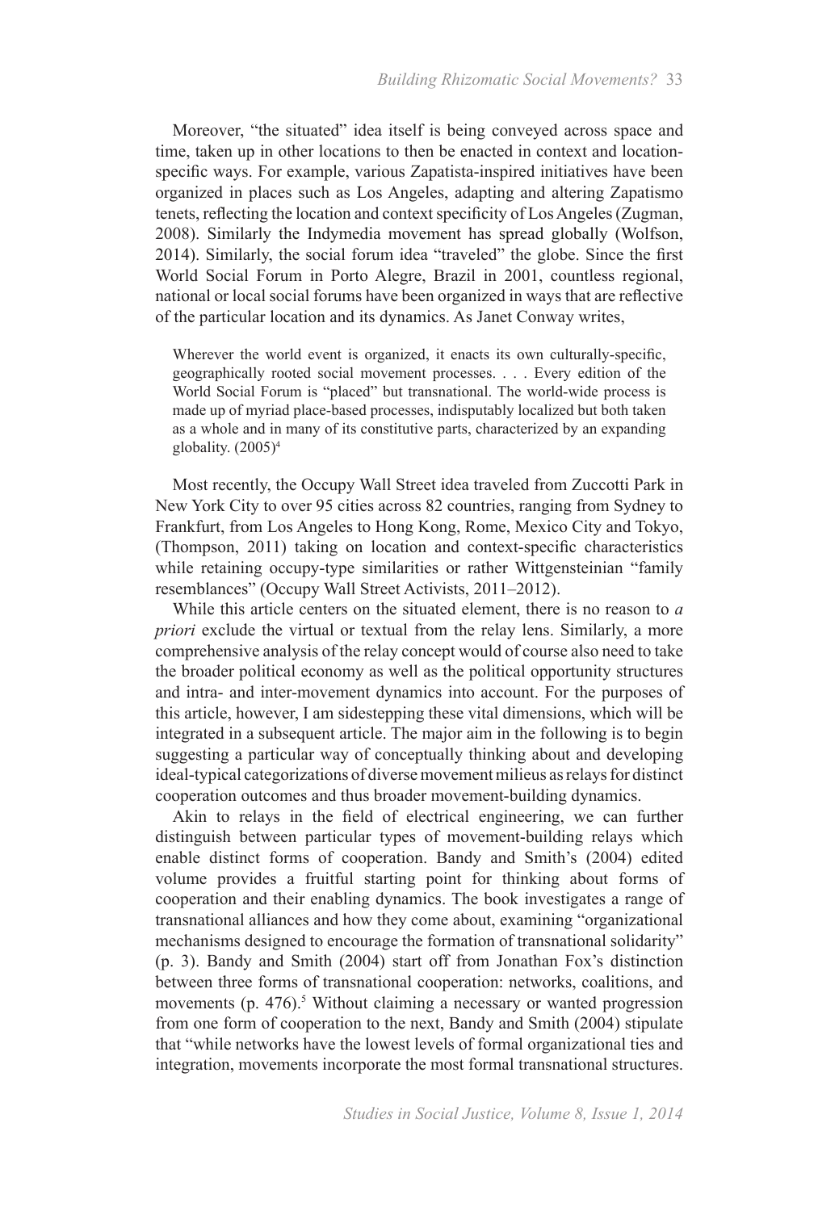Moreover, "the situated" idea itself is being conveyed across space and time, taken up in other locations to then be enacted in context and location-specific ways. For example, various Zapatista-inspired initiatives have been organized in places such as Los Angeles, adapting and altering Zapatismo tenets, reflecting the location and context specificity of Los Angeles (Zugman, 2008). Similarly the Indymedia movement has spread globally (Wolfson, 2014). Similarly, the social forum idea "traveled" the globe. Since the first World Social Forum in Porto Alegre, Brazil in 2001, countless regional, national or local social forums have been organized in ways that are reflective of the particular location and its dynamics. As Janet Conway writes,

> Wherever the world event is organized, it enacts its own culturally-specific, geographically rooted social movement processes. . . . Every edition of the World Social Forum is "placed" but transnational. The world-wide process is made up of myriad place-based processes, indisputably localized but both taken as a whole and in many of its constitutive parts, characterized by an expanding globality. (2005)[4]

Most recently, the Occupy Wall Street idea traveled from Zuccotti Park in New York City to over 95 cities across 82 countries, ranging from Sydney to Frankfurt, from Los Angeles to Hong Kong, Rome, Mexico City and Tokyo, (Thompson, 2011) taking on location and context-specific characteristics while retaining occupy-type similarities or rather Wittgensteinian "family resemblances" (Occupy Wall Street Activists, 2011–2012).

While this article centers on the situated element, there is no reason to *a priori* exclude the virtual or textual from the relay lens. Similarly, a more comprehensive analysis of the relay concept would of course also need to take the broader political economy as well as the political opportunity structures and intra- and inter-movement dynamics into account. For the purposes of this article, however, I am sidestepping these vital dimensions, which will be integrated in a subsequent article. The major aim in the following is to begin suggesting a particular way of conceptually thinking about and developing ideal-typical categorizations of diverse movement milieus as relays for distinct cooperation outcomes and thus broader movement-building dynamics.

Akin to relays in the field of electrical engineering, we can further distinguish between particular types of movement-building relays which enable distinct forms of cooperation. Bandy and Smith's (2004) edited volume provides a fruitful starting point for thinking about forms of cooperation and their enabling dynamics. The book investigates a range of transnational alliances and how they come about, examining "organizational mechanisms designed to encourage the formation of transnational solidarity" (p. 3). Bandy and Smith (2004) start off from Jonathan Fox's distinction between three forms of transnational cooperation: networks, coalitions, and movements (p. 476).[5] Without claiming a necessary or wanted progression from one form of cooperation to the next, Bandy and Smith (2004) stipulate that "while networks have the lowest levels of formal organizational ties and integration, movements incorporate the most formal transnational structures.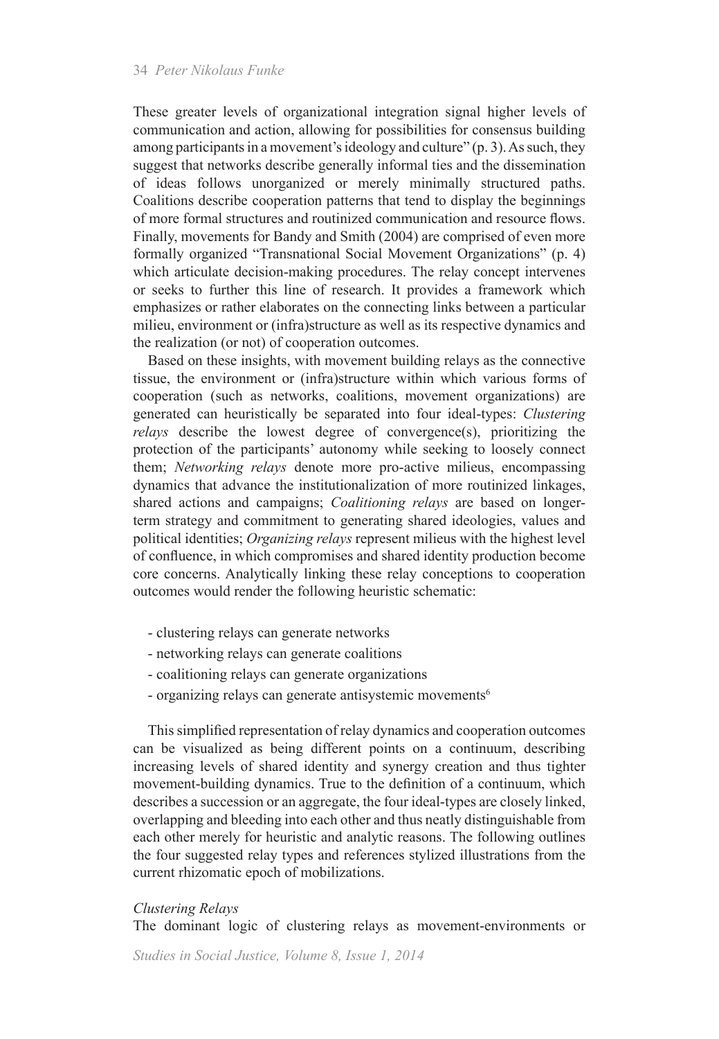These greater levels of organizational integration signal higher levels of communication and action, allowing for possibilities for consensus building among participants in a movement's ideology and culture" (p. 3). As such, they suggest that networks describe generally informal ties and the dissemination of ideas follows unorganized or merely minimally structured paths. Coalitions describe cooperation patterns that tend to display the beginnings of more formal structures and routinized communication and resource flows. Finally, movements for Bandy and Smith (2004) are comprised of even more formally organized "Transnational Social Movement Organizations" (p. 4) which articulate decision-making procedures. The relay concept intervenes or seeks to further this line of research. It provides a framework which emphasizes or rather elaborates on the connecting links between a particular milieu, environment or (infra)structure as well as its respective dynamics and the realization (or not) of cooperation outcomes.

Based on these insights, with movement building relays as the connective tissue, the environment or (infra)structure within which various forms of cooperation (such as networks, coalitions, movement organizations) are generated can heuristically be separated into four ideal-types: *Clustering relays* describe the lowest degree of convergence(s), prioritizing the protection of the participants' autonomy while seeking to loosely connect them; *Networking relays* denote more pro-active milieus, encompassing dynamics that advance the institutionalization of more routinized linkages, shared actions and campaigns; *Coalitioning relays* are based on longer-term strategy and commitment to generating shared ideologies, values and political identities; *Organizing relays* represent milieus with the highest level of confluence, in which compromises and shared identity production become core concerns. Analytically linking these relay conceptions to cooperation outcomes would render the following heuristic schematic:

- clustering relays can generate networks
- networking relays can generate coalitions
- coalitioning relays can generate organizations
- organizing relays can generate antisystemic movements[6]

This simplified representation of relay dynamics and cooperation outcomes can be visualized as being different points on a continuum, describing increasing levels of shared identity and synergy creation and thus tighter movement-building dynamics. True to the definition of a continuum, which describes a succession or an aggregate, the four ideal-types are closely linked, overlapping and bleeding into each other and thus neatly distinguishable from each other merely for heuristic and analytic reasons. The following outlines the four suggested relay types and references stylized illustrations from the current rhizomatic epoch of mobilizations.

*Clustering Relays*

The dominant logic of clustering relays as movement-environments or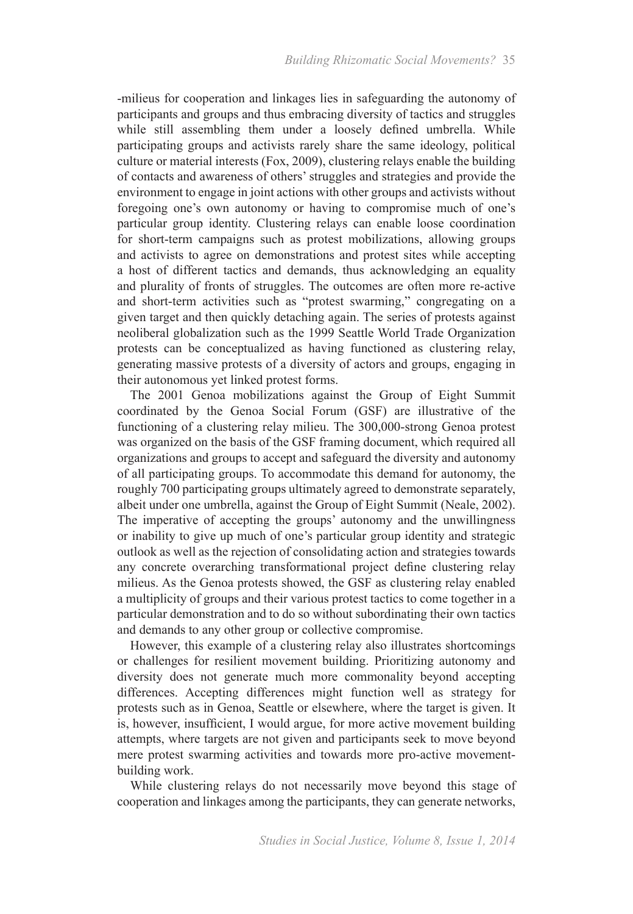-milieus for cooperation and linkages lies in safeguarding the autonomy of participants and groups and thus embracing diversity of tactics and struggles while still assembling them under a loosely defined umbrella. While participating groups and activists rarely share the same ideology, political culture or material interests (Fox, 2009), clustering relays enable the building of contacts and awareness of others' struggles and strategies and provide the environment to engage in joint actions with other groups and activists without foregoing one's own autonomy or having to compromise much of one's particular group identity. Clustering relays can enable loose coordination for short-term campaigns such as protest mobilizations, allowing groups and activists to agree on demonstrations and protest sites while accepting a host of different tactics and demands, thus acknowledging an equality and plurality of fronts of struggles. The outcomes are often more re-active and short-term activities such as "protest swarming," congregating on a given target and then quickly detaching again. The series of protests against neoliberal globalization such as the 1999 Seattle World Trade Organization protests can be conceptualized as having functioned as clustering relay, generating massive protests of a diversity of actors and groups, engaging in their autonomous yet linked protest forms.

The 2001 Genoa mobilizations against the Group of Eight Summit coordinated by the Genoa Social Forum (GSF) are illustrative of the functioning of a clustering relay milieu. The 300,000-strong Genoa protest was organized on the basis of the GSF framing document, which required all organizations and groups to accept and safeguard the diversity and autonomy of all participating groups. To accommodate this demand for autonomy, the roughly 700 participating groups ultimately agreed to demonstrate separately, albeit under one umbrella, against the Group of Eight Summit (Neale, 2002). The imperative of accepting the groups' autonomy and the unwillingness or inability to give up much of one's particular group identity and strategic outlook as well as the rejection of consolidating action and strategies towards any concrete overarching transformational project define clustering relay milieus. As the Genoa protests showed, the GSF as clustering relay enabled a multiplicity of groups and their various protest tactics to come together in a particular demonstration and to do so without subordinating their own tactics and demands to any other group or collective compromise.

However, this example of a clustering relay also illustrates shortcomings or challenges for resilient movement building. Prioritizing autonomy and diversity does not generate much more commonality beyond accepting differences. Accepting differences might function well as strategy for protests such as in Genoa, Seattle or elsewhere, where the target is given. It is, however, insufficient, I would argue, for more active movement building attempts, where targets are not given and participants seek to move beyond mere protest swarming activities and towards more pro-active movement-building work.

While clustering relays do not necessarily move beyond this stage of cooperation and linkages among the participants, they can generate networks,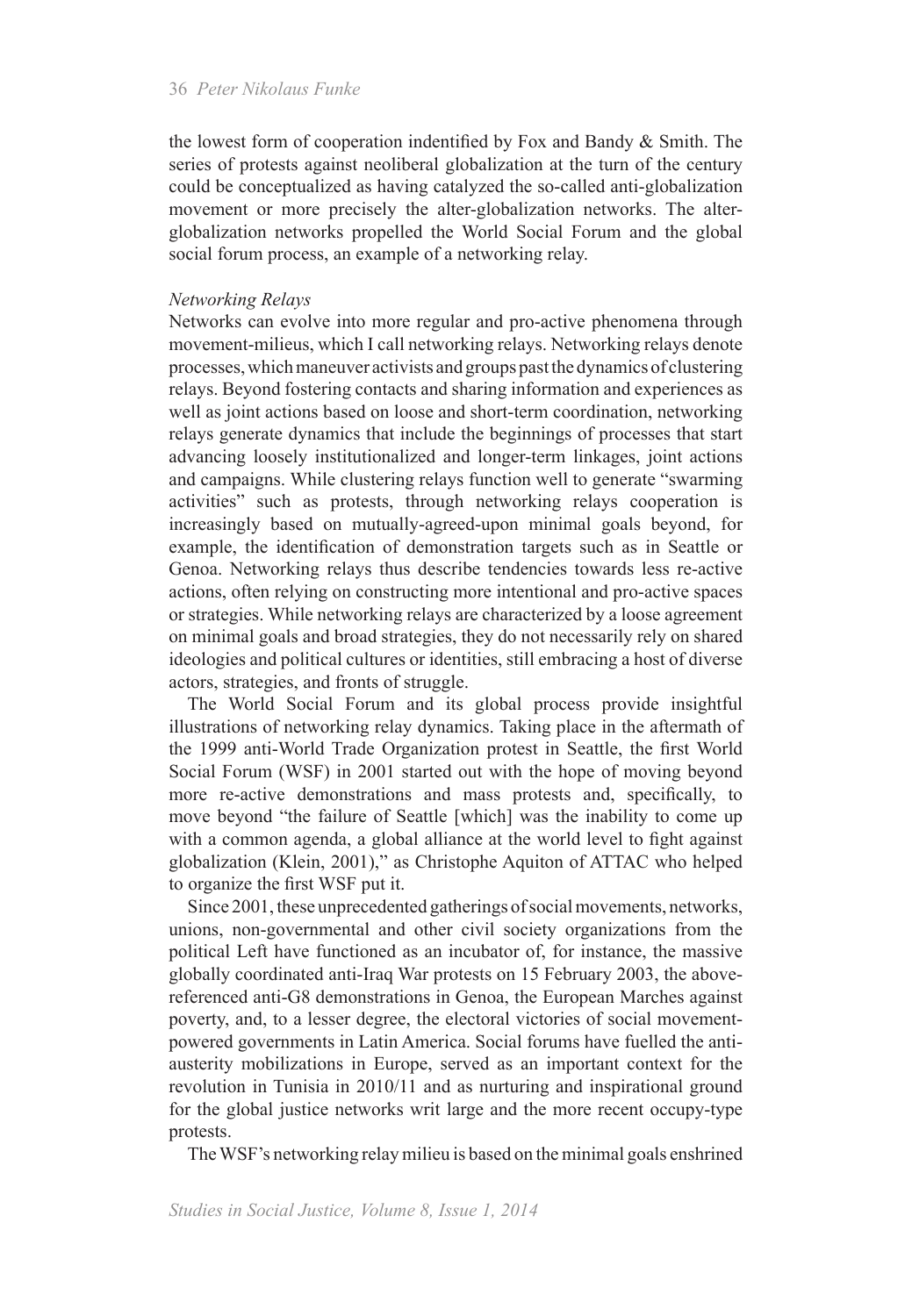the lowest form of cooperation indentified by Fox and Bandy & Smith. The series of protests against neoliberal globalization at the turn of the century could be conceptualized as having catalyzed the so-called anti-globalization movement or more precisely the alter-globalization networks. The alter-globalization networks propelled the World Social Forum and the global social forum process, an example of a networking relay.

*Networking Relays*

Networks can evolve into more regular and pro-active phenomena through movement-milieus, which I call networking relays. Networking relays denote processes, which maneuver activists and groups past the dynamics of clustering relays. Beyond fostering contacts and sharing information and experiences as well as joint actions based on loose and short-term coordination, networking relays generate dynamics that include the beginnings of processes that start advancing loosely institutionalized and longer-term linkages, joint actions and campaigns. While clustering relays function well to generate "swarming activities" such as protests, through networking relays cooperation is increasingly based on mutually-agreed-upon minimal goals beyond, for example, the identification of demonstration targets such as in Seattle or Genoa. Networking relays thus describe tendencies towards less re-active actions, often relying on constructing more intentional and pro-active spaces or strategies. While networking relays are characterized by a loose agreement on minimal goals and broad strategies, they do not necessarily rely on shared ideologies and political cultures or identities, still embracing a host of diverse actors, strategies, and fronts of struggle.

The World Social Forum and its global process provide insightful illustrations of networking relay dynamics. Taking place in the aftermath of the 1999 anti-World Trade Organization protest in Seattle, the first World Social Forum (WSF) in 2001 started out with the hope of moving beyond more re-active demonstrations and mass protests and, specifically, to move beyond "the failure of Seattle [which] was the inability to come up with a common agenda, a global alliance at the world level to fight against globalization (Klein, 2001)," as Christophe Aquiton of ATTAC who helped to organize the first WSF put it.

Since 2001, these unprecedented gatherings of social movements, networks, unions, non-governmental and other civil society organizations from the political Left have functioned as an incubator of, for instance, the massive globally coordinated anti-Iraq War protests on 15 February 2003, the above-referenced anti-G8 demonstrations in Genoa, the European Marches against poverty, and, to a lesser degree, the electoral victories of social movement-powered governments in Latin America. Social forums have fuelled the anti-austerity mobilizations in Europe, served as an important context for the revolution in Tunisia in 2010/11 and as nurturing and inspirational ground for the global justice networks writ large and the more recent occupy-type protests.

The WSF's networking relay milieu is based on the minimal goals enshrined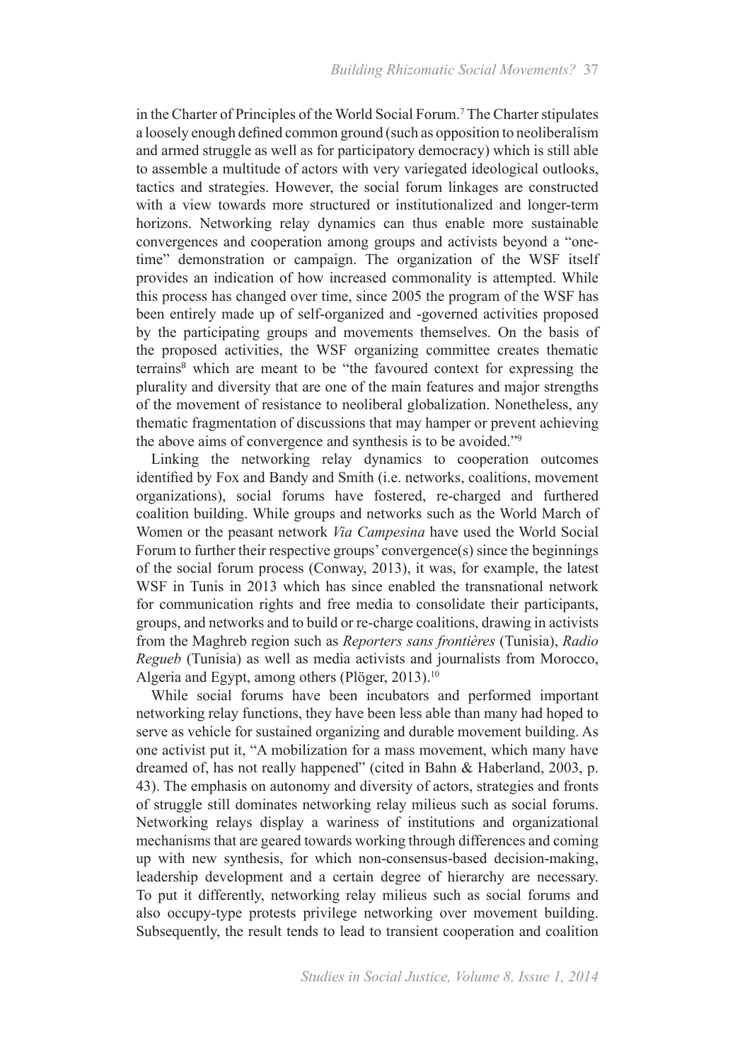in the Charter of Principles of the World Social Forum.[7] The Charter stipulates a loosely enough defined common ground (such as opposition to neoliberalism and armed struggle as well as for participatory democracy) which is still able to assemble a multitude of actors with very variegated ideological outlooks, tactics and strategies. However, the social forum linkages are constructed with a view towards more structured or institutionalized and longer-term horizons. Networking relay dynamics can thus enable more sustainable convergences and cooperation among groups and activists beyond a "one-time" demonstration or campaign. The organization of the WSF itself provides an indication of how increased commonality is attempted. While this process has changed over time, since 2005 the program of the WSF has been entirely made up of self-organized and -governed activities proposed by the participating groups and movements themselves. On the basis of the proposed activities, the WSF organizing committee creates thematic terrains[8] which are meant to be "the favoured context for expressing the plurality and diversity that are one of the main features and major strengths of the movement of resistance to neoliberal globalization. Nonetheless, any thematic fragmentation of discussions that may hamper or prevent achieving the above aims of convergence and synthesis is to be avoided."[9]

Linking the networking relay dynamics to cooperation outcomes identified by Fox and Bandy and Smith (i.e. networks, coalitions, movement organizations), social forums have fostered, re-charged and furthered coalition building. While groups and networks such as the World March of Women or the peasant network *Via Campesina* have used the World Social Forum to further their respective groups' convergence(s) since the beginnings of the social forum process (Conway, 2013), it was, for example, the latest WSF in Tunis in 2013 which has since enabled the transnational network for communication rights and free media to consolidate their participants, groups, and networks and to build or re-charge coalitions, drawing in activists from the Maghreb region such as *Reporters sans frontières* (Tunisia), *Radio Regueb* (Tunisia) as well as media activists and journalists from Morocco, Algeria and Egypt, among others (Plöger, 2013).[10]

While social forums have been incubators and performed important networking relay functions, they have been less able than many had hoped to serve as vehicle for sustained organizing and durable movement building. As one activist put it, "A mobilization for a mass movement, which many have dreamed of, has not really happened" (cited in Bahn & Haberland, 2003, p. 43). The emphasis on autonomy and diversity of actors, strategies and fronts of struggle still dominates networking relay milieus such as social forums. Networking relays display a wariness of institutions and organizational mechanisms that are geared towards working through differences and coming up with new synthesis, for which non-consensus-based decision-making, leadership development and a certain degree of hierarchy are necessary. To put it differently, networking relay milieus such as social forums and also occupy-type protests privilege networking over movement building. Subsequently, the result tends to lead to transient cooperation and coalition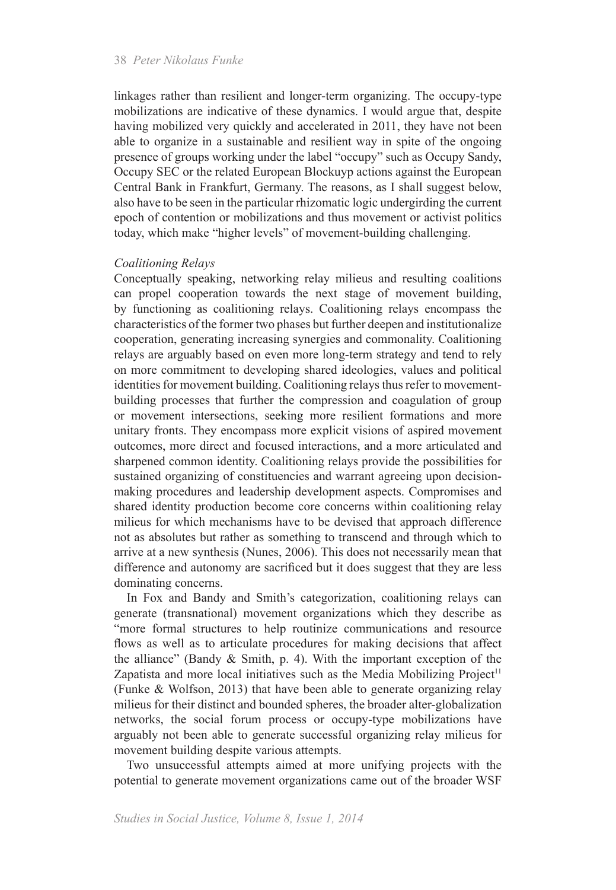linkages rather than resilient and longer-term organizing. The occupy-type mobilizations are indicative of these dynamics. I would argue that, despite having mobilized very quickly and accelerated in 2011, they have not been able to organize in a sustainable and resilient way in spite of the ongoing presence of groups working under the label "occupy" such as Occupy Sandy, Occupy SEC or the related European Blockuyp actions against the European Central Bank in Frankfurt, Germany. The reasons, as I shall suggest below, also have to be seen in the particular rhizomatic logic undergirding the current epoch of contention or mobilizations and thus movement or activist politics today, which make "higher levels" of movement-building challenging.

*Coalitioning Relays*

Conceptually speaking, networking relay milieus and resulting coalitions can propel cooperation towards the next stage of movement building, by functioning as coalitioning relays. Coalitioning relays encompass the characteristics of the former two phases but further deepen and institutionalize cooperation, generating increasing synergies and commonality. Coalitioning relays are arguably based on even more long-term strategy and tend to rely on more commitment to developing shared ideologies, values and political identities for movement building. Coalitioning relays thus refer to movement-building processes that further the compression and coagulation of group or movement intersections, seeking more resilient formations and more unitary fronts. They encompass more explicit visions of aspired movement outcomes, more direct and focused interactions, and a more articulated and sharpened common identity. Coalitioning relays provide the possibilities for sustained organizing of constituencies and warrant agreeing upon decision-making procedures and leadership development aspects. Compromises and shared identity production become core concerns within coalitioning relay milieus for which mechanisms have to be devised that approach difference not as absolutes but rather as something to transcend and through which to arrive at a new synthesis (Nunes, 2006). This does not necessarily mean that difference and autonomy are sacrificed but it does suggest that they are less dominating concerns.

In Fox and Bandy and Smith's categorization, coalitioning relays can generate (transnational) movement organizations which they describe as "more formal structures to help routinize communications and resource flows as well as to articulate procedures for making decisions that affect the alliance" (Bandy & Smith, p. 4). With the important exception of the Zapatista and more local initiatives such as the Media Mobilizing Project[11] (Funke & Wolfson, 2013) that have been able to generate organizing relay milieus for their distinct and bounded spheres, the broader alter-globalization networks, the social forum process or occupy-type mobilizations have arguably not been able to generate successful organizing relay milieus for movement building despite various attempts.

Two unsuccessful attempts aimed at more unifying projects with the potential to generate movement organizations came out of the broader WSF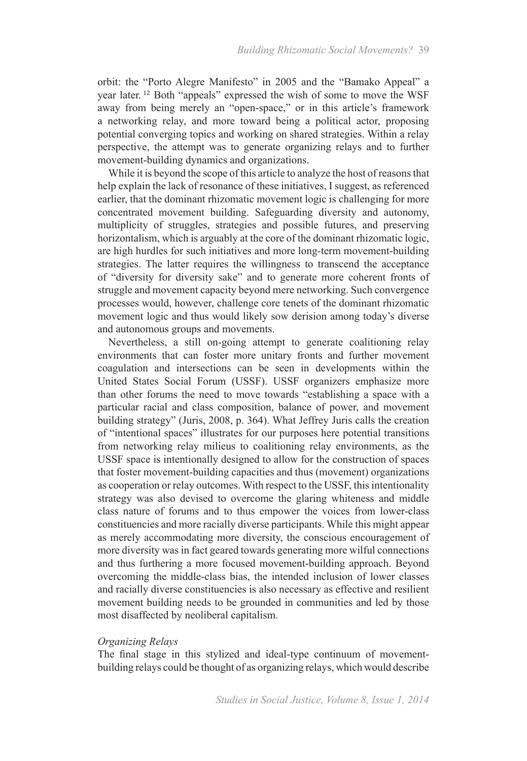orbit: the "Porto Alegre Manifesto" in 2005 and the "Bamako Appeal" a year later. [12] Both "appeals" expressed the wish of some to move the WSF away from being merely an "open-space," or in this article's framework a networking relay, and more toward being a political actor, proposing potential converging topics and working on shared strategies. Within a relay perspective, the attempt was to generate organizing relays and to further movement-building dynamics and organizations.

While it is beyond the scope of this article to analyze the host of reasons that help explain the lack of resonance of these initiatives, I suggest, as referenced earlier, that the dominant rhizomatic movement logic is challenging for more concentrated movement building. Safeguarding diversity and autonomy, multiplicity of struggles, strategies and possible futures, and preserving horizontalism, which is arguably at the core of the dominant rhizomatic logic, are high hurdles for such initiatives and more long-term movement-building strategies. The latter requires the willingness to transcend the acceptance of "diversity for diversity sake" and to generate more coherent fronts of struggle and movement capacity beyond mere networking. Such convergence processes would, however, challenge core tenets of the dominant rhizomatic movement logic and thus would likely sow derision among today's diverse and autonomous groups and movements.

Nevertheless, a still on-going attempt to generate coalitioning relay environments that can foster more unitary fronts and further movement coagulation and intersections can be seen in developments within the United States Social Forum (USSF). USSF organizers emphasize more than other forums the need to move towards "establishing a space with a particular racial and class composition, balance of power, and movement building strategy" (Juris, 2008, p. 364). What Jeffrey Juris calls the creation of "intentional spaces" illustrates for our purposes here potential transitions from networking relay milieus to coalitioning relay environments, as the USSF space is intentionally designed to allow for the construction of spaces that foster movement-building capacities and thus (movement) organizations as cooperation or relay outcomes. With respect to the USSF, this intentionality strategy was also devised to overcome the glaring whiteness and middle class nature of forums and to thus empower the voices from lower-class constituencies and more racially diverse participants. While this might appear as merely accommodating more diversity, the conscious encouragement of more diversity was in fact geared towards generating more wilful connections and thus furthering a more focused movement-building approach. Beyond overcoming the middle-class bias, the intended inclusion of lower classes and racially diverse constituencies is also necessary as effective and resilient movement building needs to be grounded in communities and led by those most disaffected by neoliberal capitalism.

*Organizing Relays*

The final stage in this stylized and ideal-type continuum of movement-building relays could be thought of as organizing relays, which would describe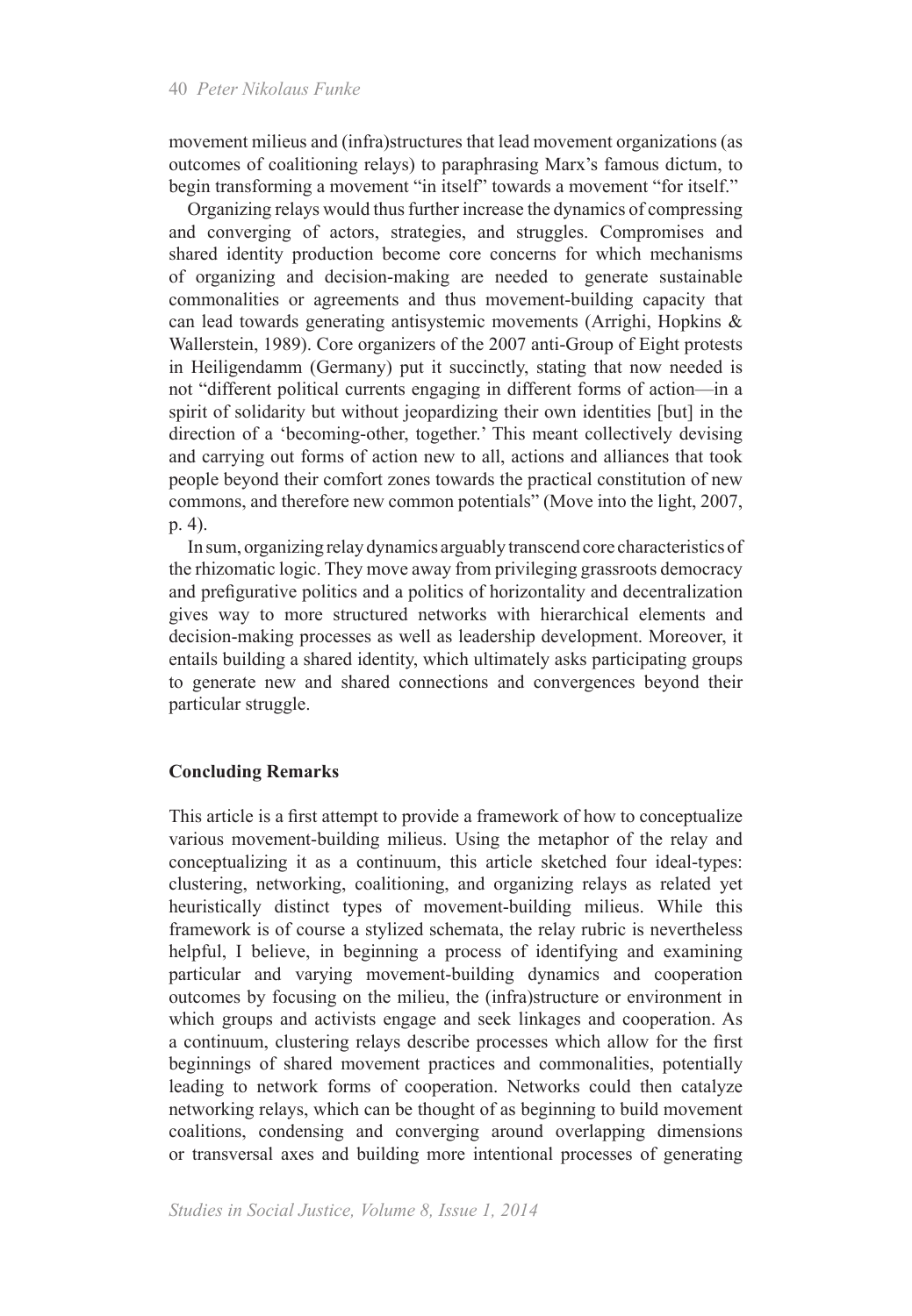movement milieus and (infra)structures that lead movement organizations (as outcomes of coalitioning relays) to paraphrasing Marx's famous dictum, to begin transforming a movement "in itself" towards a movement "for itself."

Organizing relays would thus further increase the dynamics of compressing and converging of actors, strategies, and struggles. Compromises and shared identity production become core concerns for which mechanisms of organizing and decision-making are needed to generate sustainable commonalities or agreements and thus movement-building capacity that can lead towards generating antisystemic movements (Arrighi, Hopkins & Wallerstein, 1989). Core organizers of the 2007 anti-Group of Eight protests in Heiligendamm (Germany) put it succinctly, stating that now needed is not "different political currents engaging in different forms of action—in a spirit of solidarity but without jeopardizing their own identities [but] in the direction of a 'becoming-other, together.' This meant collectively devising and carrying out forms of action new to all, actions and alliances that took people beyond their comfort zones towards the practical constitution of new commons, and therefore new common potentials" (Move into the light, 2007, p. 4).

In sum, organizing relay dynamics arguably transcend core characteristics of the rhizomatic logic. They move away from privileging grassroots democracy and prefigurative politics and a politics of horizontality and decentralization gives way to more structured networks with hierarchical elements and decision-making processes as well as leadership development. Moreover, it entails building a shared identity, which ultimately asks participating groups to generate new and shared connections and convergences beyond their particular struggle.

## Concluding Remarks

This article is a first attempt to provide a framework of how to conceptualize various movement-building milieus. Using the metaphor of the relay and conceptualizing it as a continuum, this article sketched four ideal-types: clustering, networking, coalitioning, and organizing relays as related yet heuristically distinct types of movement-building milieus. While this framework is of course a stylized schemata, the relay rubric is nevertheless helpful, I believe, in beginning a process of identifying and examining particular and varying movement-building dynamics and cooperation outcomes by focusing on the milieu, the (infra)structure or environment in which groups and activists engage and seek linkages and cooperation. As a continuum, clustering relays describe processes which allow for the first beginnings of shared movement practices and commonalities, potentially leading to network forms of cooperation. Networks could then catalyze networking relays, which can be thought of as beginning to build movement coalitions, condensing and converging around overlapping dimensions or transversal axes and building more intentional processes of generating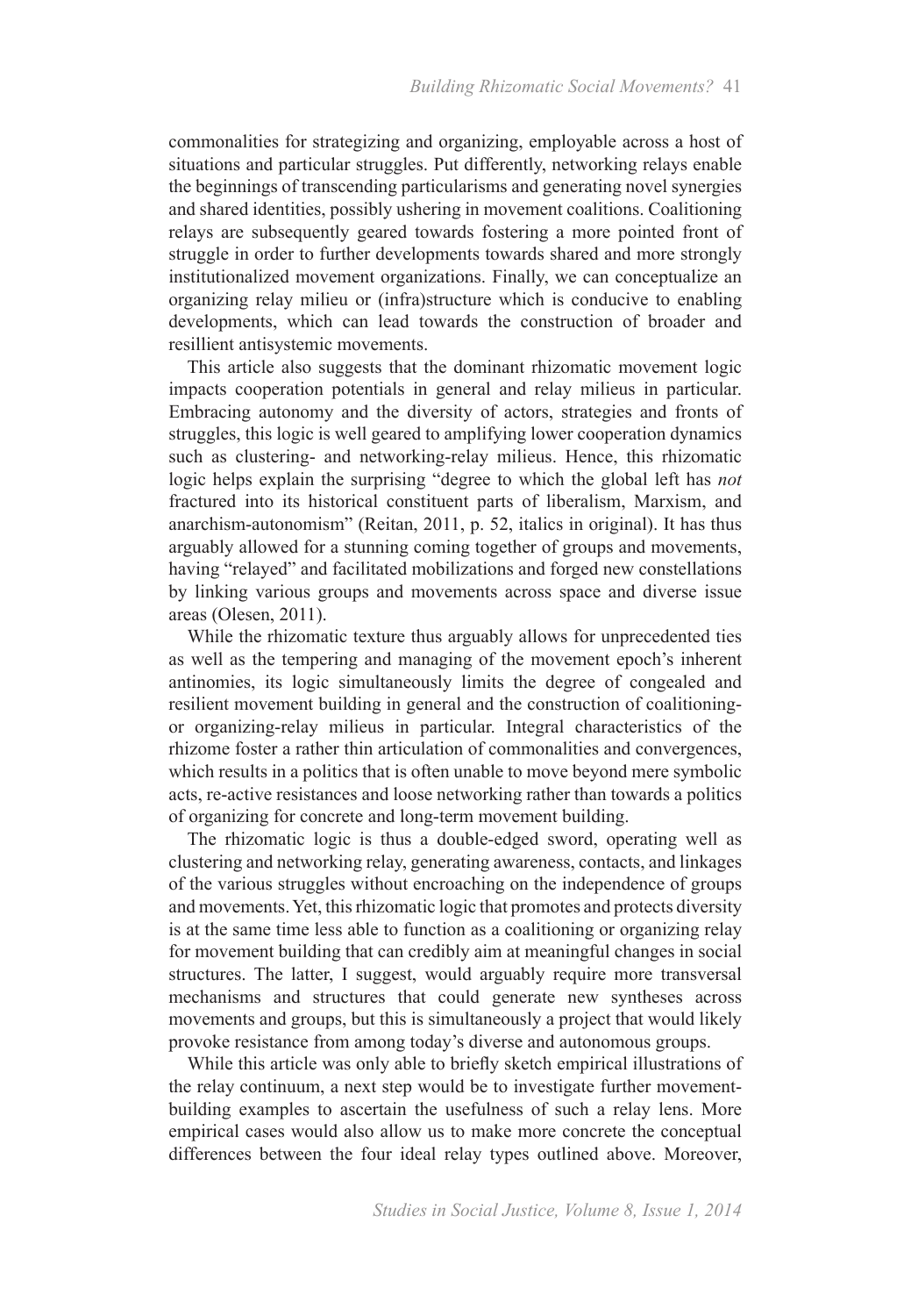commonalities for strategizing and organizing, employable across a host of situations and particular struggles. Put differently, networking relays enable the beginnings of transcending particularisms and generating novel synergies and shared identities, possibly ushering in movement coalitions. Coalitioning relays are subsequently geared towards fostering a more pointed front of struggle in order to further developments towards shared and more strongly institutionalized movement organizations. Finally, we can conceptualize an organizing relay milieu or (infra)structure which is conducive to enabling developments, which can lead towards the construction of broader and resillient antisystemic movements.

This article also suggests that the dominant rhizomatic movement logic impacts cooperation potentials in general and relay milieus in particular. Embracing autonomy and the diversity of actors, strategies and fronts of struggles, this logic is well geared to amplifying lower cooperation dynamics such as clustering- and networking-relay milieus. Hence, this rhizomatic logic helps explain the surprising "degree to which the global left has *not* fractured into its historical constituent parts of liberalism, Marxism, and anarchism-autonomism" (Reitan, 2011, p. 52, italics in original). It has thus arguably allowed for a stunning coming together of groups and movements, having "relayed" and facilitated mobilizations and forged new constellations by linking various groups and movements across space and diverse issue areas (Olesen, 2011).

While the rhizomatic texture thus arguably allows for unprecedented ties as well as the tempering and managing of the movement epoch's inherent antinomies, its logic simultaneously limits the degree of congealed and resilient movement building in general and the construction of coalitioning- or organizing-relay milieus in particular. Integral characteristics of the rhizome foster a rather thin articulation of commonalities and convergences, which results in a politics that is often unable to move beyond mere symbolic acts, re-active resistances and loose networking rather than towards a politics of organizing for concrete and long-term movement building.

The rhizomatic logic is thus a double-edged sword, operating well as clustering and networking relay, generating awareness, contacts, and linkages of the various struggles without encroaching on the independence of groups and movements. Yet, this rhizomatic logic that promotes and protects diversity is at the same time less able to function as a coalitioning or organizing relay for movement building that can credibly aim at meaningful changes in social structures. The latter, I suggest, would arguably require more transversal mechanisms and structures that could generate new syntheses across movements and groups, but this is simultaneously a project that would likely provoke resistance from among today's diverse and autonomous groups.

While this article was only able to briefly sketch empirical illustrations of the relay continuum, a next step would be to investigate further movement-building examples to ascertain the usefulness of such a relay lens. More empirical cases would also allow us to make more concrete the conceptual differences between the four ideal relay types outlined above. Moreover,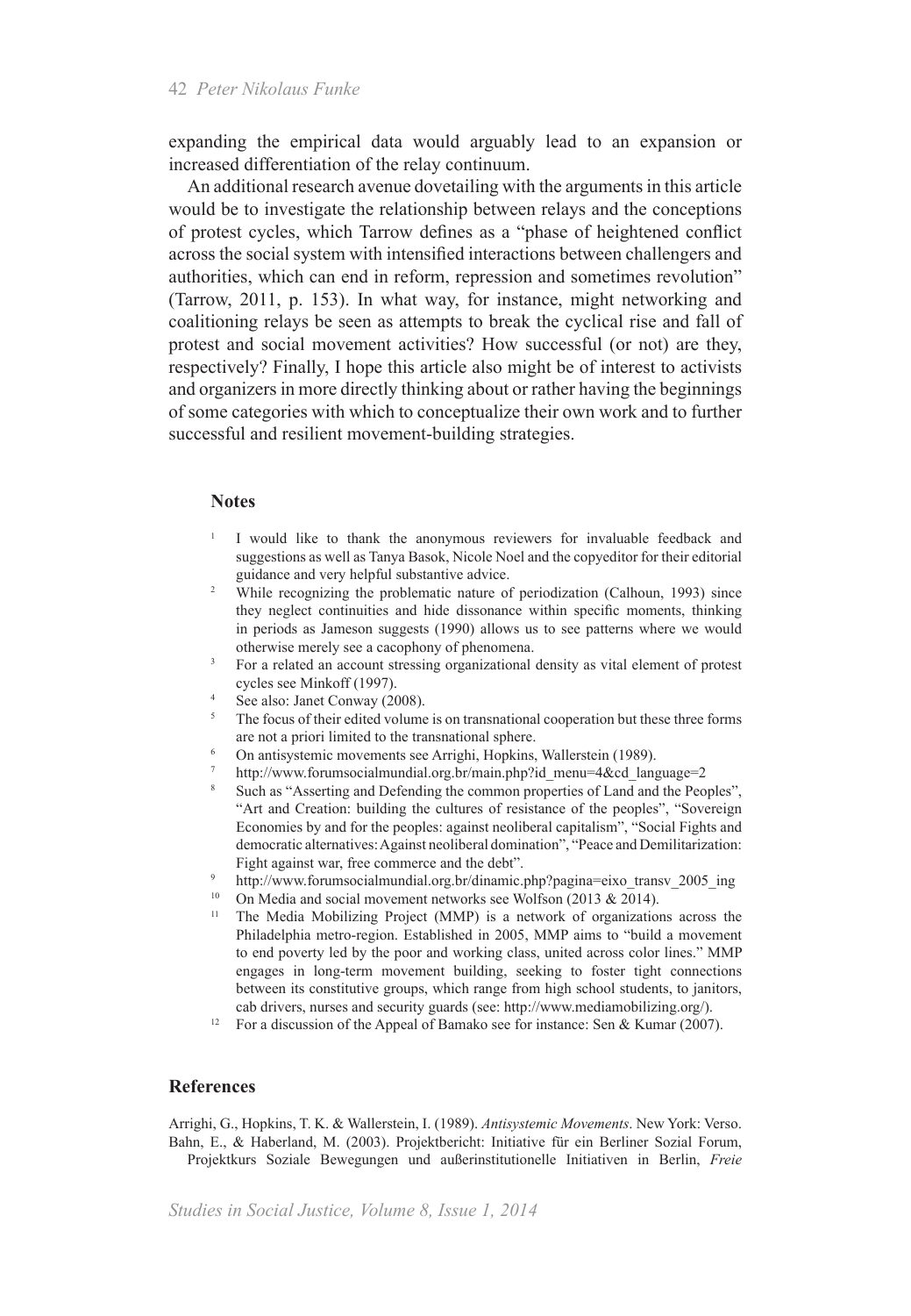expanding the empirical data would arguably lead to an expansion or increased differentiation of the relay continuum.

An additional research avenue dovetailing with the arguments in this article would be to investigate the relationship between relays and the conceptions of protest cycles, which Tarrow defines as a "phase of heightened conflict across the social system with intensified interactions between challengers and authorities, which can end in reform, repression and sometimes revolution" (Tarrow, 2011, p. 153). In what way, for instance, might networking and coalitioning relays be seen as attempts to break the cyclical rise and fall of protest and social movement activities? How successful (or not) are they, respectively? Finally, I hope this article also might be of interest to activists and organizers in more directly thinking about or rather having the beginnings of some categories with which to conceptualize their own work and to further successful and resilient movement-building strategies.

## Notes

1. I would like to thank the anonymous reviewers for invaluable feedback and suggestions as well as Tanya Basok, Nicole Noel and the copyeditor for their editorial guidance and very helpful substantive advice.
2. While recognizing the problematic nature of periodization (Calhoun, 1993) since they neglect continuities and hide dissonance within specific moments, thinking in periods as Jameson suggests (1990) allows us to see patterns where we would otherwise merely see a cacophony of phenomena.
3. For a related an account stressing organizational density as vital element of protest cycles see Minkoff (1997).
4. See also: Janet Conway (2008).
5. The focus of their edited volume is on transnational cooperation but these three forms are not a priori limited to the transnational sphere.
6. On antisystemic movements see Arrighi, Hopkins, Wallerstein (1989).
7. http://www.forumsocialmundial.org.br/main.php?id_menu=4&cd_language=2
8. Such as "Asserting and Defending the common properties of Land and the Peoples", "Art and Creation: building the cultures of resistance of the peoples", "Sovereign Economies by and for the peoples: against neoliberal capitalism", "Social Fights and democratic alternatives: Against neoliberal domination", "Peace and Demilitarization: Fight against war, free commerce and the debt".
9. http://www.forumsocialmundial.org.br/dinamic.php?pagina=eixo_transv_2005_ing
10. On Media and social movement networks see Wolfson (2013 & 2014).
11. The Media Mobilizing Project (MMP) is a network of organizations across the Philadelphia metro-region. Established in 2005, MMP aims to "build a movement to end poverty led by the poor and working class, united across color lines." MMP engages in long-term movement building, seeking to foster tight connections between its constitutive groups, which range from high school students, to janitors, cab drivers, nurses and security guards (see: http://www.mediamobilizing.org/).
12. For a discussion of the Appeal of Bamako see for instance: Sen & Kumar (2007).

## References

Arrighi, G., Hopkins, T. K. & Wallerstein, I. (1989). *Antisystemic Movements*. New York: Verso.

Bahn, E., & Haberland, M. (2003). Projektbericht: Initiative für ein Berliner Sozial Forum, Projektkurs Soziale Bewegungen und außerinstitutionelle Initiativen in Berlin, *Freie*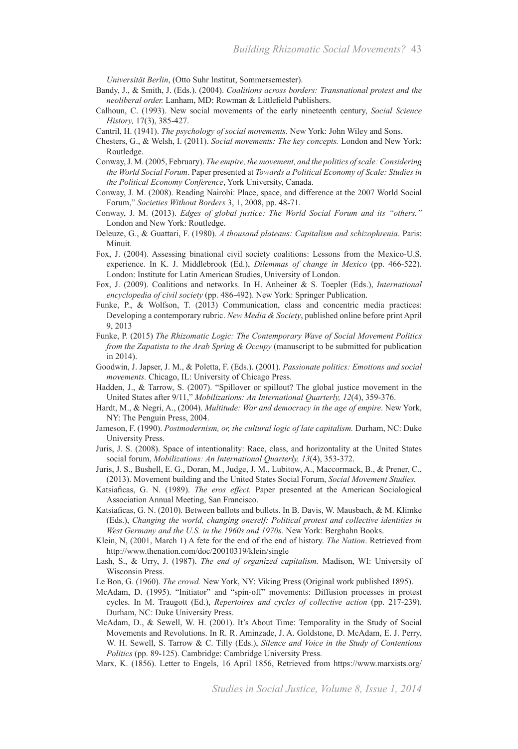*Universität Berlin*, (Otto Suhr Institut, Sommersemester).

Bandy, J., & Smith, J. (Eds.). (2004). *Coalitions across borders: Transnational protest and the neoliberal order.* Lanham, MD: Rowman & Littlefield Publishers.

Calhoun, C. (1993). New social movements of the early nineteenth century, *Social Science History,* 17(3), 385-427.

Cantril, H. (1941). *The psychology of social movements.* New York: John Wiley and Sons.

Chesters, G., & Welsh, I. (2011). *Social movements: The key concepts.* London and New York: Routledge.

Conway, J. M. (2005, February). *The empire, the movement, and the politics of scale: Considering the World Social Forum*. Paper presented at *Towards a Political Economy of Scale: Studies in the Political Economy Conference*, York University, Canada.

Conway, J. M. (2008). Reading Nairobi: Place, space, and difference at the 2007 World Social Forum," *Societies Without Borders* 3, 1, 2008, pp. 48-71.

Conway, J. M. (2013). *Edges of global justice: The World Social Forum and its "others."* London and New York: Routledge.

Deleuze, G., & Guattari, F. (1980). *A thousand plateaus: Capitalism and schizophrenia*. Paris: Minuit.

Fox, J. (2004). Assessing binational civil society coalitions: Lessons from the Mexico-U.S. experience. In K. J. Middlebrook (Ed.), *Dilemmas of change in Mexico* (pp. 466-522)*.* London: Institute for Latin American Studies, University of London.

Fox, J. (2009). Coalitions and networks. In H. Anheiner & S. Toepler (Eds.), *International encyclopedia of civil society* (pp. 486-492). New York: Springer Publication.

Funke, P., & Wolfson, T. (2013) Communication, class and concentric media practices: Developing a contemporary rubric. *New Media & Society*, published online before print April 9, 2013

Funke, P. (2015) *The Rhizomatic Logic: The Contemporary Wave of Social Movement Politics from the Zapatista to the Arab Spring & Occupy* (manuscript to be submitted for publication in 2014).

Goodwin, J. Japser, J. M., & Poletta, F. (Eds.). (2001). *Passionate politics: Emotions and social movements.* Chicago, IL: University of Chicago Press.

Hadden, J., & Tarrow, S. (2007). "Spillover or spillout? The global justice movement in the United States after 9/11," *Mobilizations: An International Quarterly, 12*(4), 359-376.

Hardt, M., & Negri, A., (2004). *Multitude: War and democracy in the age of empire*. New York, NY: The Penguin Press, 2004.

Jameson, F. (1990). *Postmodernism, or, the cultural logic of late capitalism.* Durham, NC: Duke University Press.

Juris, J. S. (2008). Space of intentionality: Race, class, and horizontality at the United States social forum, *Mobilizations: An International Quarterly, 13*(4), 353-372.

Juris, J. S., Bushell, E. G., Doran, M., Judge, J. M., Lubitow, A., Maccormack, B., & Prener, C., (2013). Movement building and the United States Social Forum, *Social Movement Studies.*

Katsiaficas, G. N. (1989). *The eros effect*. Paper presented at the American Sociological Association Annual Meeting, San Francisco.

Katsiaficas, G. N. (2010). Between ballots and bullets. In B. Davis, W. Mausbach, & M. Klimke (Eds.), *Changing the world, changing oneself: Political protest and collective identities in West Germany and the U.S. in the 1960s and 1970s.* New York: Berghahn Books.

Klein, N, (2001, March 1) A fete for the end of the end of history. *The Nation*. Retrieved from http://www.thenation.com/doc/20010319/klein/single

Lash, S., & Urry, J. (1987). *The end of organized capitalism.* Madison, WI: University of Wisconsin Press.

Le Bon, G. (1960). *The crowd.* New York, NY: Viking Press (Original work published 1895).

McAdam, D. (1995). "Initiator" and "spin-off" movements: Diffusion processes in protest cycles. In M. Traugott (Ed.), *Repertoires and cycles of collective action* (pp. 217-239)*.* Durham, NC: Duke University Press.

McAdam, D., & Sewell, W. H. (2001). It's About Time: Temporality in the Study of Social Movements and Revolutions. In R. R. Aminzade, J. A. Goldstone, D. McAdam, E. J. Perry, W. H. Sewell, S. Tarrow & C. Tilly (Eds.), *Silence and Voice in the Study of Contentious Politics* (pp. 89-125). Cambridge: Cambridge University Press.

Marx, K. (1856). Letter to Engels, 16 April 1856, Retrieved from https://www.marxists.org/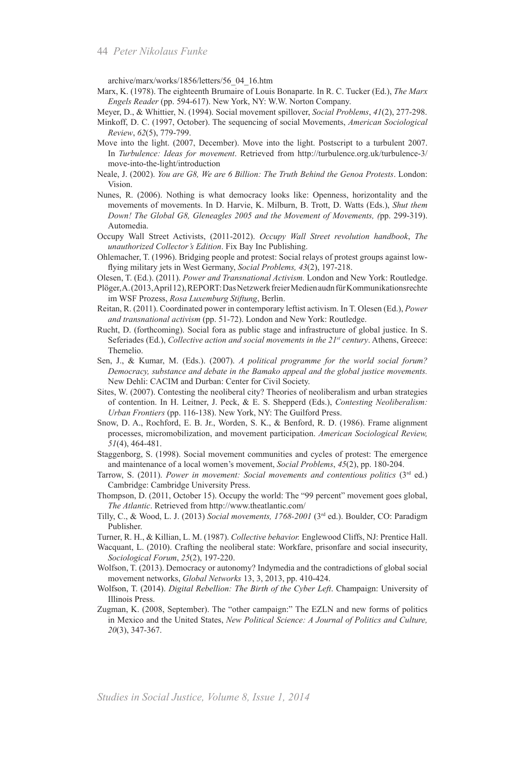archive/marx/works/1856/letters/56_04_16.htm

Marx, K. (1978). The eighteenth Brumaire of Louis Bonaparte. In R. C. Tucker (Ed.), *The Marx Engels Reader* (pp. 594-617). New York, NY: W.W. Norton Company.

Meyer, D., & Whittier, N. (1994). Social movement spillover, *Social Problems*, *41*(2), 277-298.

Minkoff, D. C. (1997, October). The sequencing of social Movements, *American Sociological Review*, *62*(5), 779-799.

Move into the light. (2007, December). Move into the light. Postscript to a turbulent 2007. In *Turbulence: Ideas for movement*. Retrieved from http://turbulence.org.uk/turbulence-3/move-into-the-light/introduction

Neale, J. (2002). *You are G8, We are 6 Billion: The Truth Behind the Genoa Protests*. London: Vision.

Nunes, R. (2006). Nothing is what democracy looks like: Openness, horizontality and the movements of movements. In D. Harvie, K. Milburn, B. Trott, D. Watts (Eds.), *Shut them Down! The Global G8, Gleneagles 2005 and the Movement of Movements, (*pp. 299-319). Automedia.

Occupy Wall Street Activists, (2011-2012). *Occupy Wall Street revolution handbook*, *The unauthorized Collector's Edition*. Fix Bay Inc Publishing.

Ohlemacher, T. (1996). Bridging people and protest: Social relays of protest groups against low-flying military jets in West Germany, *Social Problems, 43*(2), 197-218.

Olesen, T. (Ed.). (2011). *Power and Transnational Activism.* London and New York: Routledge.

Plöger, A. (2013, April 12), REPORT: Das Netzwerk freier Medien audn für Kommunikationsrechte im WSF Prozess, *Rosa Luxemburg Stiftung*, Berlin.

Reitan, R. (2011). Coordinated power in contemporary leftist activism. In T. Olesen (Ed.), *Power and transnational activism* (pp. 51-72). London and New York: Routledge.

Rucht, D. (forthcoming). Social fora as public stage and infrastructure of global justice. In S. Seferiades (Ed.), *Collective action and social movements in the 21st century*. Athens, Greece: Themelio.

Sen, J., & Kumar, M. (Eds.). (2007). *A political programme for the world social forum? Democracy, substance and debate in the Bamako appeal and the global justice movements.* New Dehli: CACIM and Durban: Center for Civil Society.

Sites, W. (2007). Contesting the neoliberal city? Theories of neoliberalism and urban strategies of contention. In H. Leitner, J. Peck, & E. S. Shepperd (Eds.), *Contesting Neoliberalism: Urban Frontiers* (pp. 116-138). New York, NY: The Guilford Press.

Snow, D. A., Rochford, E. B. Jr., Worden, S. K., & Benford, R. D. (1986). Frame alignment processes, micromobilization, and movement participation. *American Sociological Review, 51*(4), 464-481.

Staggenborg, S. (1998). Social movement communities and cycles of protest: The emergence and maintenance of a local women's movement, *Social Problems*, *45*(2), pp. 180-204.

Tarrow, S. (2011). *Power in movement: Social movements and contentious politics* (3rd ed.) Cambridge: Cambridge University Press.

Thompson, D. (2011, October 15). Occupy the world: The "99 percent" movement goes global, *The Atlantic*. Retrieved from http://www.theatlantic.com/

Tilly, C., & Wood, L. J. (2013) *Social movements, 1768-2001* (3rd ed.). Boulder, CO: Paradigm Publisher.

Turner, R. H., & Killian, L. M. (1987). *Collective behavior.* Englewood Cliffs, NJ: Prentice Hall.

Wacquant, L. (2010). Crafting the neoliberal state: Workfare, prisonfare and social insecurity, *Sociological Forum*, *25*(2), 197-220.

Wolfson, T. (2013). Democracy or autonomy? Indymedia and the contradictions of global social movement networks, *Global Networks* 13, 3, 2013, pp. 410-424.

Wolfson, T. (2014). *Digital Rebellion: The Birth of the Cyber Left*. Champaign: University of Illinois Press.

Zugman, K. (2008, September). The "other campaign:" The EZLN and new forms of politics in Mexico and the United States, *New Political Science: A Journal of Politics and Culture, 20*(3), 347-367.